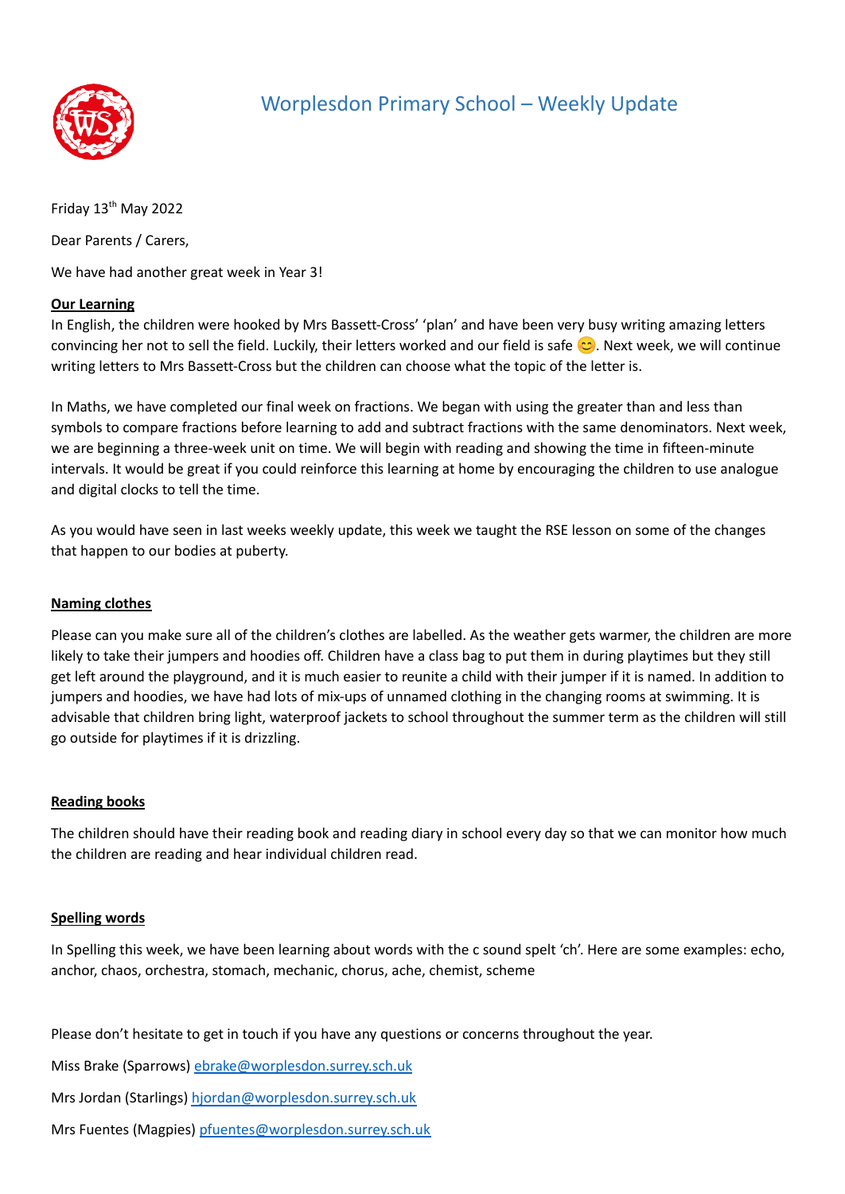# Worplesdon Primary School – Weekly Update

Friday 13th May 2022

Dear Parents / Carers,

We have had another great week in Year 3!

**Our Learning**

In English, the children were hooked by Mrs Bassett-Cross' 'plan' and have been very busy writing amazing letters convincing her not to sell the field. Luckily, their letters worked and our field is safe 😊. Next week, we will continue writing letters to Mrs Bassett-Cross but the children can choose what the topic of the letter is.

In Maths, we have completed our final week on fractions. We began with using the greater than and less than symbols to compare fractions before learning to add and subtract fractions with the same denominators. Next week, we are beginning a three-week unit on time. We will begin with reading and showing the time in fifteen-minute intervals. It would be great if you could reinforce this learning at home by encouraging the children to use analogue and digital clocks to tell the time.

As you would have seen in last weeks weekly update, this week we taught the RSE lesson on some of the changes that happen to our bodies at puberty.

**Naming clothes**

Please can you make sure all of the children's clothes are labelled. As the weather gets warmer, the children are more likely to take their jumpers and hoodies off. Children have a class bag to put them in during playtimes but they still get left around the playground, and it is much easier to reunite a child with their jumper if it is named. In addition to jumpers and hoodies, we have had lots of mix-ups of unnamed clothing in the changing rooms at swimming. It is advisable that children bring light, waterproof jackets to school throughout the summer term as the children will still go outside for playtimes if it is drizzling.

**Reading books**

The children should have their reading book and reading diary in school every day so that we can monitor how much the children are reading and hear individual children read.

**Spelling words**

In Spelling this week, we have been learning about words with the c sound spelt 'ch'. Here are some examples: echo, anchor, chaos, orchestra, stomach, mechanic, chorus, ache, chemist, scheme

Please don't hesitate to get in touch if you have any questions or concerns throughout the year.

Miss Brake (Sparrows) ebrake@worplesdon.surrey.sch.uk

Mrs Jordan (Starlings) hjordan@worplesdon.surrey.sch.uk

Mrs Fuentes (Magpies) pfuentes@worplesdon.surrey.sch.uk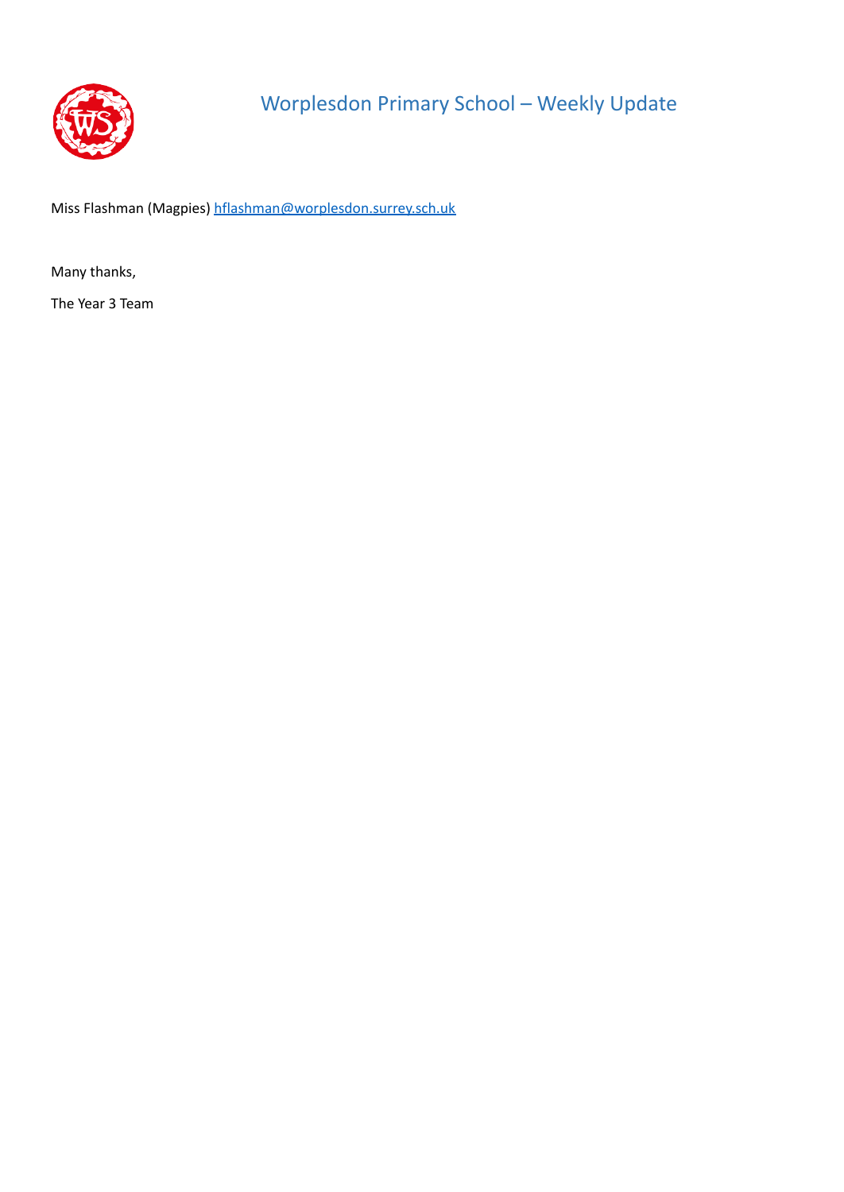Worplesdon Primary School – Weekly Update

Miss Flashman (Magpies) hflashman@worplesdon.surrey.sch.uk

Many thanks,

The Year 3 Team